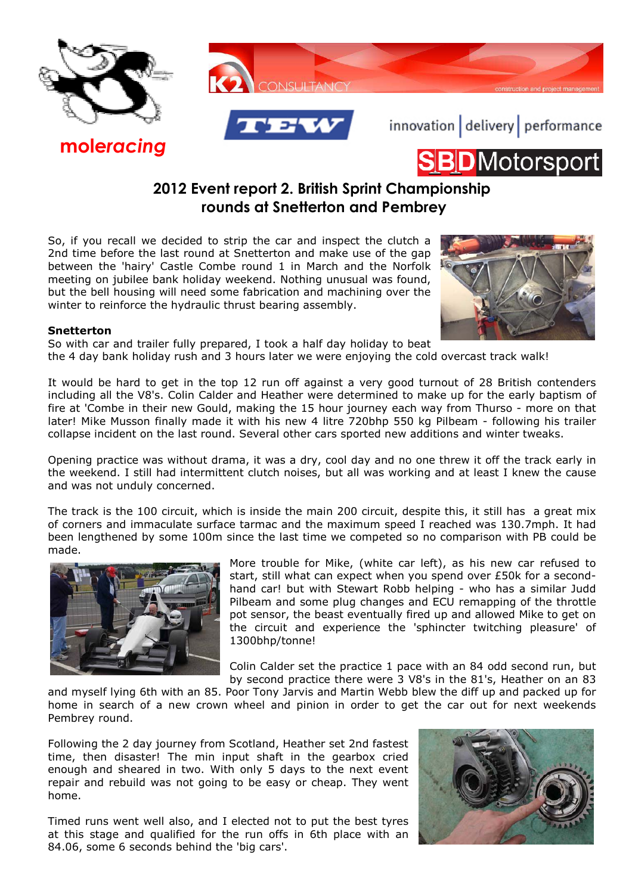moleracing

K2 CONSULTANCY construction and project management

TEW

innovation | delivery | performance

SBD Motorsport

## 2012 Event report 2. British Sprint Championship rounds at Snetterton and Pembrey

So, if you recall we decided to strip the car and inspect the clutch a 2nd time before the last round at Snetterton and make use of the gap between the 'hairy' Castle Combe round 1 in March and the Norfolk meeting on jubilee bank holiday weekend. Nothing unusual was found, but the bell housing will need some fabrication and machining over the winter to reinforce the hydraulic thrust bearing assembly.

**Snetterton**

So with car and trailer fully prepared, I took a half day holiday to beat the 4 day bank holiday rush and 3 hours later we were enjoying the cold overcast track walk!

It would be hard to get in the top 12 run off against a very good turnout of 28 British contenders including all the V8's. Colin Calder and Heather were determined to make up for the early baptism of fire at 'Combe in their new Gould, making the 15 hour journey each way from Thurso - more on that later! Mike Musson finally made it with his new 4 litre 720bhp 550 kg Pilbeam - following his trailer collapse incident on the last round. Several other cars sported new additions and winter tweaks.

Opening practice was without drama, it was a dry, cool day and no one threw it off the track early in the weekend. I still had intermittent clutch noises, but all was working and at least I knew the cause and was not unduly concerned.

The track is the 100 circuit, which is inside the main 200 circuit, despite this, it still has a great mix of corners and immaculate surface tarmac and the maximum speed I reached was 130.7mph. It had been lengthened by some 100m since the last time we competed so no comparison with PB could be made.

More trouble for Mike, (white car left), as his new car refused to start, still what can expect when you spend over £50k for a second-hand car! but with Stewart Robb helping - who has a similar Judd Pilbeam and some plug changes and ECU remapping of the throttle pot sensor, the beast eventually fired up and allowed Mike to get on the circuit and experience the 'sphincter twitching pleasure' of 1300bhp/tonne!

Colin Calder set the practice 1 pace with an 84 odd second run, but by second practice there were 3 V8's in the 81's, Heather on an 83 and myself lying 6th with an 85. Poor Tony Jarvis and Martin Webb blew the diff up and packed up for home in search of a new crown wheel and pinion in order to get the car out for next weekends Pembrey round.

Following the 2 day journey from Scotland, Heather set 2nd fastest time, then disaster! The min input shaft in the gearbox cried enough and sheared in two. With only 5 days to the next event repair and rebuild was not going to be easy or cheap. They went home.

Timed runs went well also, and I elected not to put the best tyres at this stage and qualified for the run offs in 6th place with an 84.06, some 6 seconds behind the 'big cars'.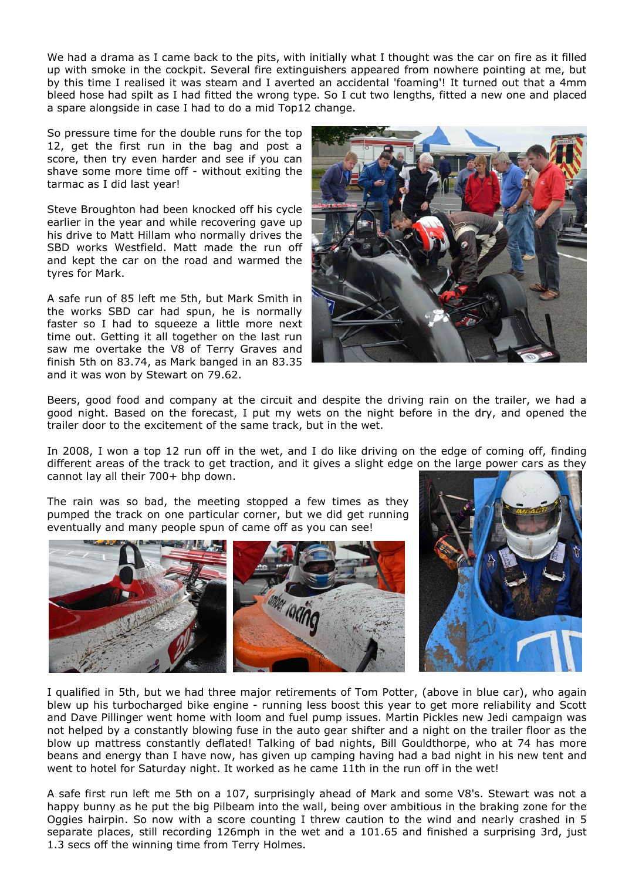We had a drama as I came back to the pits, with initially what I thought was the car on fire as it filled up with smoke in the cockpit. Several fire extinguishers appeared from nowhere pointing at me, but by this time I realised it was steam and I averted an accidental 'foaming'! It turned out that a 4mm bleed hose had spilt as I had fitted the wrong type. So I cut two lengths, fitted a new one and placed a spare alongside in case I had to do a mid Top12 change.

So pressure time for the double runs for the top 12, get the first run in the bag and post a score, then try even harder and see if you can shave some more time off - without exiting the tarmac as I did last year!

Steve Broughton had been knocked off his cycle earlier in the year and while recovering gave up his drive to Matt Hillam who normally drives the SBD works Westfield. Matt made the run off and kept the car on the road and warmed the tyres for Mark.

A safe run of 85 left me 5th, but Mark Smith in the works SBD car had spun, he is normally faster so I had to squeeze a little more next time out. Getting it all together on the last run saw me overtake the V8 of Terry Graves and finish 5th on 83.74, as Mark banged in an 83.35 and it was won by Stewart on 79.62.

Beers, good food and company at the circuit and despite the driving rain on the trailer, we had a good night. Based on the forecast, I put my wets on the night before in the dry, and opened the trailer door to the excitement of the same track, but in the wet.

In 2008, I won a top 12 run off in the wet, and I do like driving on the edge of coming off, finding different areas of the track to get traction, and it gives a slight edge on the large power cars as they cannot lay all their 700+ bhp down.

The rain was so bad, the meeting stopped a few times as they pumped the track on one particular corner, but we did get running eventually and many people spun of came off as you can see!

I qualified in 5th, but we had three major retirements of Tom Potter, (above in blue car), who again blew up his turbocharged bike engine - running less boost this year to get more reliability and Scott and Dave Pillinger went home with loom and fuel pump issues. Martin Pickles new Jedi campaign was not helped by a constantly blowing fuse in the auto gear shifter and a night on the trailer floor as the blow up mattress constantly deflated! Talking of bad nights, Bill Gouldthorpe, who at 74 has more beans and energy than I have now, has given up camping having had a bad night in his new tent and went to hotel for Saturday night. It worked as he came 11th in the run off in the wet!

A safe first run left me 5th on a 107, surprisingly ahead of Mark and some V8's. Stewart was not a happy bunny as he put the big Pilbeam into the wall, being over ambitious in the braking zone for the Oggies hairpin. So now with a score counting I threw caution to the wind and nearly crashed in 5 separate places, still recording 126mph in the wet and a 101.65 and finished a surprising 3rd, just 1.3 secs off the winning time from Terry Holmes.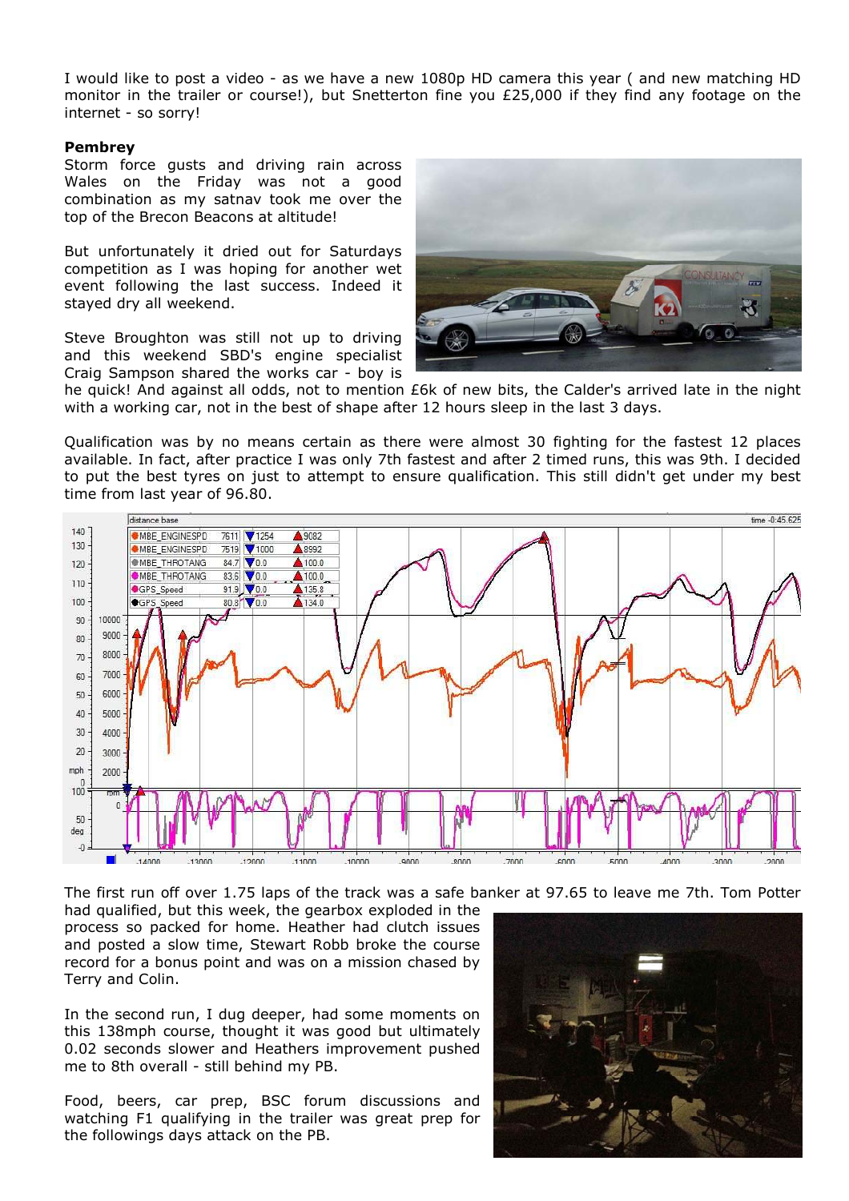I would like to post a video - as we have a new 1080p HD camera this year ( and new matching HD monitor in the trailer or course!), but Snetterton fine you £25,000 if they find any footage on the internet - so sorry!

**Pembrey**

Storm force gusts and driving rain across Wales on the Friday was not a good combination as my satnav took me over the top of the Brecon Beacons at altitude!

But unfortunately it dried out for Saturdays competition as I was hoping for another wet event following the last success. Indeed it stayed dry all weekend.

Steve Broughton was still not up to driving and this weekend SBD's engine specialist Craig Sampson shared the works car - boy is he quick! And against all odds, not to mention £6k of new bits, the Calder's arrived late in the night with a working car, not in the best of shape after 12 hours sleep in the last 3 days.

Qualification was by no means certain as there were almost 30 fighting for the fastest 12 places available. In fact, after practice I was only 7th fastest and after 2 timed runs, this was 9th. I decided to put the best tyres on just to attempt to ensure qualification. This still didn't get under my best time from last year of 96.80.

The first run off over 1.75 laps of the track was a safe banker at 97.65 to leave me 7th. Tom Potter had qualified, but this week, the gearbox exploded in the process so packed for home. Heather had clutch issues and posted a slow time, Stewart Robb broke the course record for a bonus point and was on a mission chased by Terry and Colin.

In the second run, I dug deeper, had some moments on this 138mph course, thought it was good but ultimately 0.02 seconds slower and Heathers improvement pushed me to 8th overall - still behind my PB.

Food, beers, car prep, BSC forum discussions and watching F1 qualifying in the trailer was great prep for the followings days attack on the PB.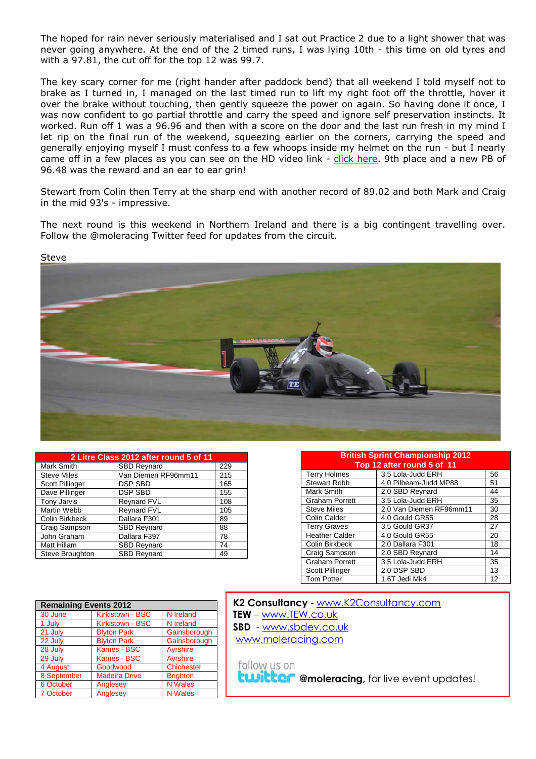The hoped for rain never seriously materialised and I sat out Practice 2 due to a light shower that was never going anywhere. At the end of the 2 timed runs, I was lying 10th - this time on old tyres and with a 97.81, the cut off for the top 12 was 99.7.

The key scary corner for me (right hander after paddock bend) that all weekend I told myself not to brake as I turned in, I managed on the last timed run to lift my right foot off the throttle, hover it over the brake without touching, then gently squeeze the power on again. So having done it once, I was now confident to go partial throttle and carry the speed and ignore self preservation instincts. It worked. Run off 1 was a 96.96 and then with a score on the door and the last run fresh in my mind I let rip on the final run of the weekend, squeezing earlier on the corners, carrying the speed and generally enjoying myself I must confess to a few whoops inside my helmet on the run - but I nearly came off in a few places as you can see on the HD video link - click here. 9th place and a new PB of 96.48 was the reward and an ear to ear grin!

Stewart from Colin then Terry at the sharp end with another record of 89.02 and both Mark and Craig in the mid 93's - impressive.

The next round is this weekend in Northern Ireland and there is a big contingent travelling over. Follow the @moleracing Twitter feed for updates from the circuit.

Steve

**2 Litre Class 2012 after round 5 of 11**

| | | |
|---|---|---|
| Mark Smith | SBD Reynard | 229 |
| Steve Miles | Van Diemen RF96mm11 | 215 |
| Scott Pillinger | DSP SBD | 165 |
| Dave Pillinger | DSP SBD | 155 |
| Tony Jarvis | Reynard FVL | 108 |
| Martin Webb | Reynard FVL | 105 |
| Colin Birkbeck | Dallara F301 | 89 |
| Craig Sampson | SBD Reynard | 88 |
| John Graham | Dallara F397 | 78 |
| Matt Hillam | SBD Reynard | 74 |
| Steve Broughton | SBD Reynard | 49 |

**British Sprint Championship 2012 Top 12 after round 5 of 11**

| | | |
|---|---|---|
| Terry Holmes | 3.5 Lola-Judd ERH | 56 |
| Stewart Robb | 4.0 Pilbeam-Judd MP88 | 51 |
| Mark Smith | 2.0 SBD Reynard | 44 |
| Graham Porrett | 3.5 Lola-Judd ERH | 35 |
| Steve Miles | 2.0 Van Diemen RF96mm11 | 30 |
| Colin Calder | 4.0 Gould GR55 | 28 |
| Terry Graves | 3.5 Gould GR37 | 27 |
| Heather Calder | 4.0 Gould GR55 | 20 |
| Colin Birkbeck | 2.0 Dallara F301 | 18 |
| Craig Sampson | 2.0 SBD Reynard | 14 |
| Graham Porrett | 3.5 Lola-Judd ERH | 35 |
| Scott Pillinger | 2.0 DSP SBD | 13 |
| Tom Potter | 1.6T Jedi Mk4 | 12 |

**Remaining Events 2012**

| | | |
|---|---|---|
| 30 June | Kirkistown - BSC | N Ireland |
| 1 July | Kirkistown - BSC | N Ireland |
| 21 July | Blyton Park | Gainsborough |
| 22 July | Blyton Park | Gainsborough |
| 28 July | Kames - BSC | Ayrshire |
| 29 July | Kames - BSC | Ayrshire |
| 4 August | Goodwood | Chichester |
| 8 September | Madeira Drive | Brighton |
| 6 October | Anglesey | N Wales |
| 7 October | Anglesey | N Wales |

**K2 Consultancy** - www.K2Consultancy.com
**TEW** – www.TEW.co.uk
**SBD** - www.sbdev.co.uk
www.moleracing.com

follow us on twitter **@moleracing**, for live event updates!